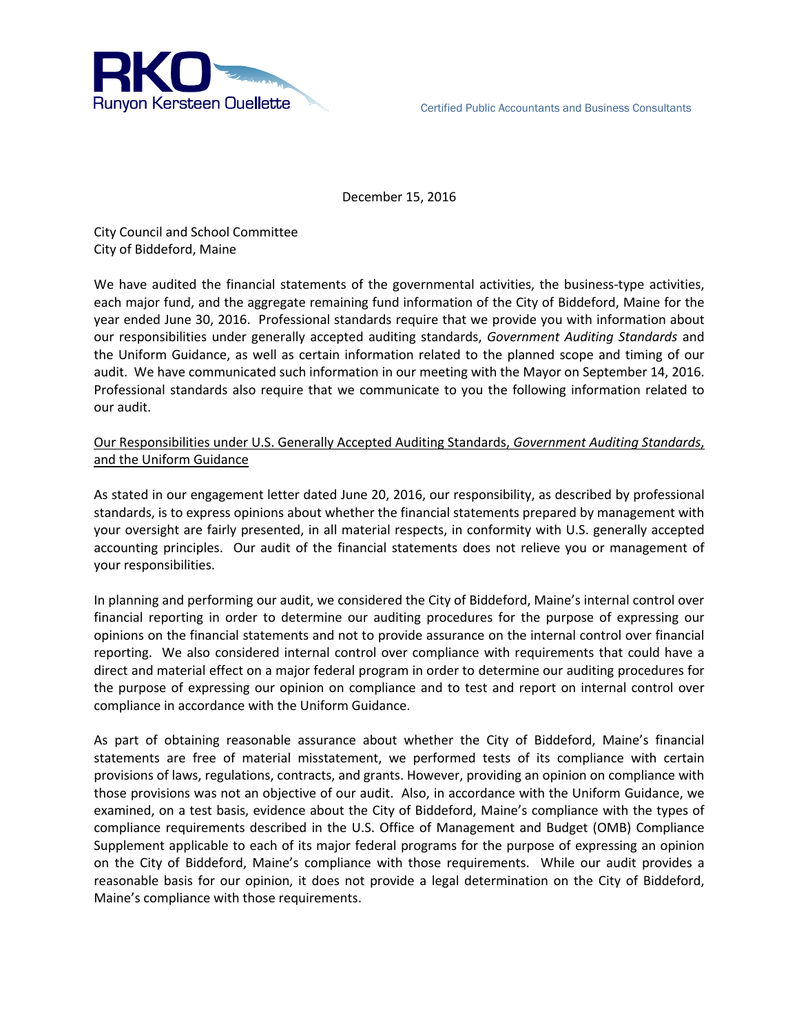RKO
Runyon Kersteen Ouellette

Certified Public Accountants and Business Consultants

December 15, 2016

City Council and School Committee
City of Biddeford, Maine

We have audited the financial statements of the governmental activities, the business-type activities, each major fund, and the aggregate remaining fund information of the City of Biddeford, Maine for the year ended June 30, 2016. Professional standards require that we provide you with information about our responsibilities under generally accepted auditing standards, *Government Auditing Standards* and the Uniform Guidance, as well as certain information related to the planned scope and timing of our audit. We have communicated such information in our meeting with the Mayor on September 14, 2016. Professional standards also require that we communicate to you the following information related to our audit.

<u>Our Responsibilities under U.S. Generally Accepted Auditing Standards, *Government Auditing Standards*, and the Uniform Guidance</u>

As stated in our engagement letter dated June 20, 2016, our responsibility, as described by professional standards, is to express opinions about whether the financial statements prepared by management with your oversight are fairly presented, in all material respects, in conformity with U.S. generally accepted accounting principles. Our audit of the financial statements does not relieve you or management of your responsibilities.

In planning and performing our audit, we considered the City of Biddeford, Maine's internal control over financial reporting in order to determine our auditing procedures for the purpose of expressing our opinions on the financial statements and not to provide assurance on the internal control over financial reporting. We also considered internal control over compliance with requirements that could have a direct and material effect on a major federal program in order to determine our auditing procedures for the purpose of expressing our opinion on compliance and to test and report on internal control over compliance in accordance with the Uniform Guidance.

As part of obtaining reasonable assurance about whether the City of Biddeford, Maine's financial statements are free of material misstatement, we performed tests of its compliance with certain provisions of laws, regulations, contracts, and grants. However, providing an opinion on compliance with those provisions was not an objective of our audit. Also, in accordance with the Uniform Guidance, we examined, on a test basis, evidence about the City of Biddeford, Maine's compliance with the types of compliance requirements described in the U.S. Office of Management and Budget (OMB) Compliance Supplement applicable to each of its major federal programs for the purpose of expressing an opinion on the City of Biddeford, Maine's compliance with those requirements. While our audit provides a reasonable basis for our opinion, it does not provide a legal determination on the City of Biddeford, Maine's compliance with those requirements.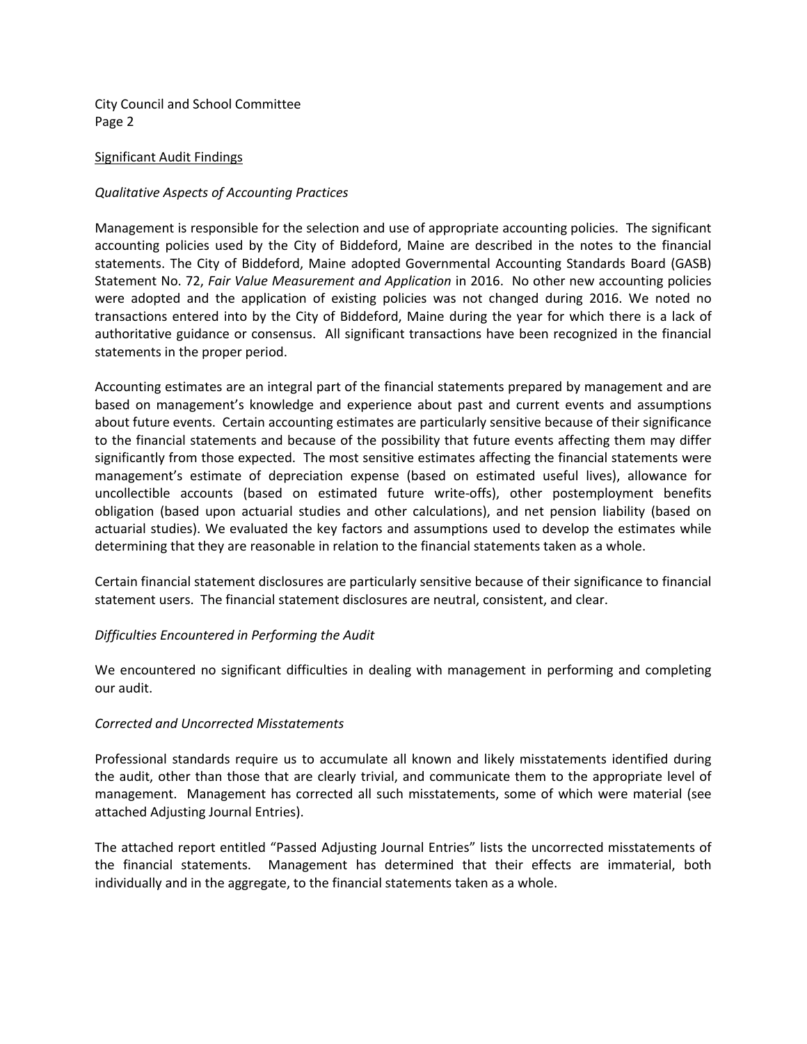City Council and School Committee

## Significant Audit Findings

### *Qualitative Aspects of Accounting Practices*

Management is responsible for the selection and use of appropriate accounting policies. The significant accounting policies used by the City of Biddeford, Maine are described in the notes to the financial statements. The City of Biddeford, Maine adopted Governmental Accounting Standards Board (GASB) Statement No. 72, *Fair Value Measurement and Application* in 2016. No other new accounting policies were adopted and the application of existing policies was not changed during 2016. We noted no transactions entered into by the City of Biddeford, Maine during the year for which there is a lack of authoritative guidance or consensus. All significant transactions have been recognized in the financial statements in the proper period.

Accounting estimates are an integral part of the financial statements prepared by management and are based on management's knowledge and experience about past and current events and assumptions about future events. Certain accounting estimates are particularly sensitive because of their significance to the financial statements and because of the possibility that future events affecting them may differ significantly from those expected. The most sensitive estimates affecting the financial statements were management's estimate of depreciation expense (based on estimated useful lives), allowance for uncollectible accounts (based on estimated future write-offs), other postemployment benefits obligation (based upon actuarial studies and other calculations), and net pension liability (based on actuarial studies). We evaluated the key factors and assumptions used to develop the estimates while determining that they are reasonable in relation to the financial statements taken as a whole.

Certain financial statement disclosures are particularly sensitive because of their significance to financial statement users. The financial statement disclosures are neutral, consistent, and clear.

### *Difficulties Encountered in Performing the Audit*

We encountered no significant difficulties in dealing with management in performing and completing our audit.

### *Corrected and Uncorrected Misstatements*

Professional standards require us to accumulate all known and likely misstatements identified during the audit, other than those that are clearly trivial, and communicate them to the appropriate level of management. Management has corrected all such misstatements, some of which were material (see attached Adjusting Journal Entries).

The attached report entitled "Passed Adjusting Journal Entries" lists the uncorrected misstatements of the financial statements. Management has determined that their effects are immaterial, both individually and in the aggregate, to the financial statements taken as a whole.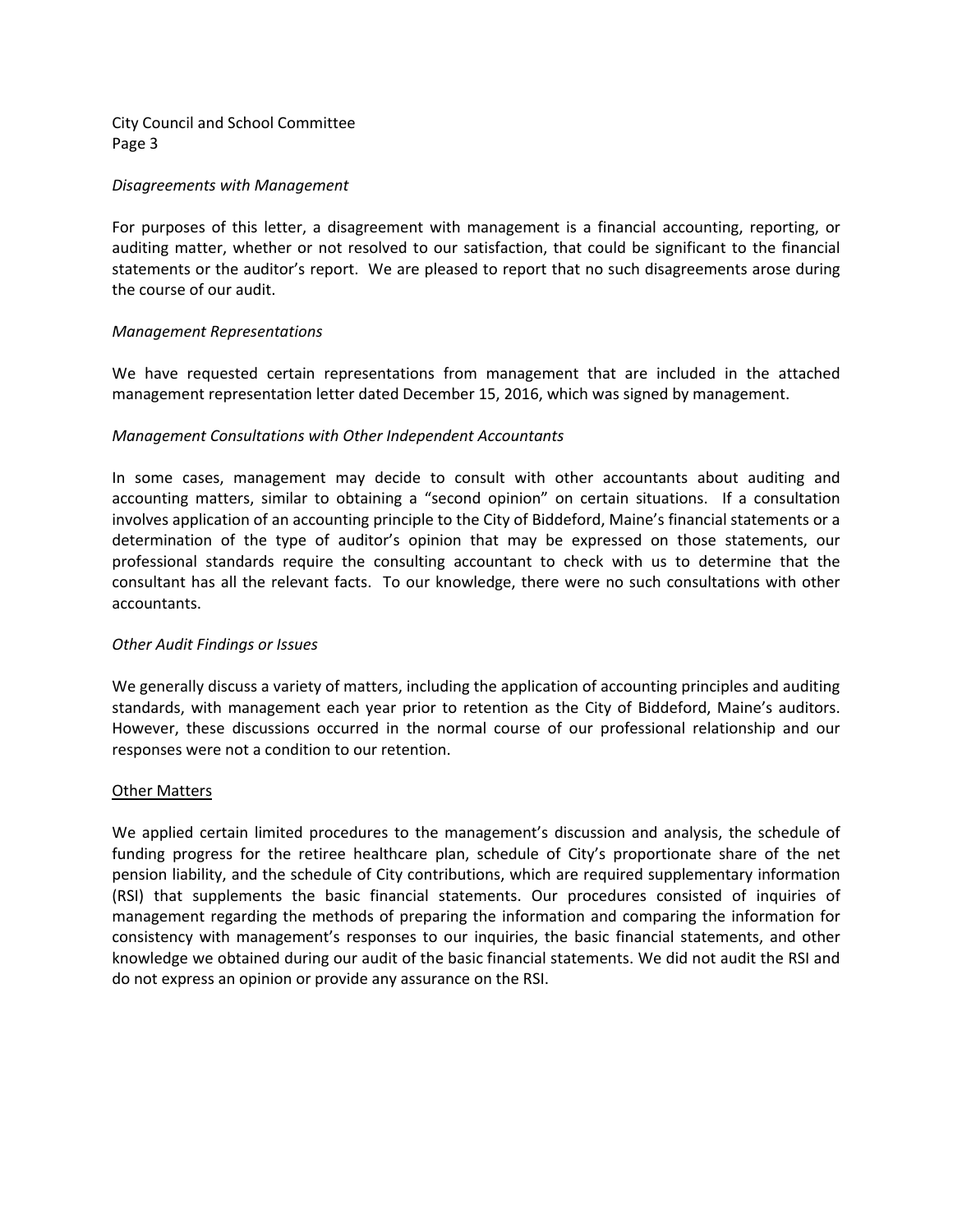*Disagreements with Management*

For purposes of this letter, a disagreement with management is a financial accounting, reporting, or auditing matter, whether or not resolved to our satisfaction, that could be significant to the financial statements or the auditor's report. We are pleased to report that no such disagreements arose during the course of our audit.

*Management Representations*

We have requested certain representations from management that are included in the attached management representation letter dated December 15, 2016, which was signed by management.

*Management Consultations with Other Independent Accountants*

In some cases, management may decide to consult with other accountants about auditing and accounting matters, similar to obtaining a "second opinion" on certain situations. If a consultation involves application of an accounting principle to the City of Biddeford, Maine's financial statements or a determination of the type of auditor's opinion that may be expressed on those statements, our professional standards require the consulting accountant to check with us to determine that the consultant has all the relevant facts. To our knowledge, there were no such consultations with other accountants.

*Other Audit Findings or Issues*

We generally discuss a variety of matters, including the application of accounting principles and auditing standards, with management each year prior to retention as the City of Biddeford, Maine's auditors. However, these discussions occurred in the normal course of our professional relationship and our responses were not a condition to our retention.

Other Matters

We applied certain limited procedures to the management's discussion and analysis, the schedule of funding progress for the retiree healthcare plan, schedule of City's proportionate share of the net pension liability, and the schedule of City contributions, which are required supplementary information (RSI) that supplements the basic financial statements. Our procedures consisted of inquiries of management regarding the methods of preparing the information and comparing the information for consistency with management's responses to our inquiries, the basic financial statements, and other knowledge we obtained during our audit of the basic financial statements. We did not audit the RSI and do not express an opinion or provide any assurance on the RSI.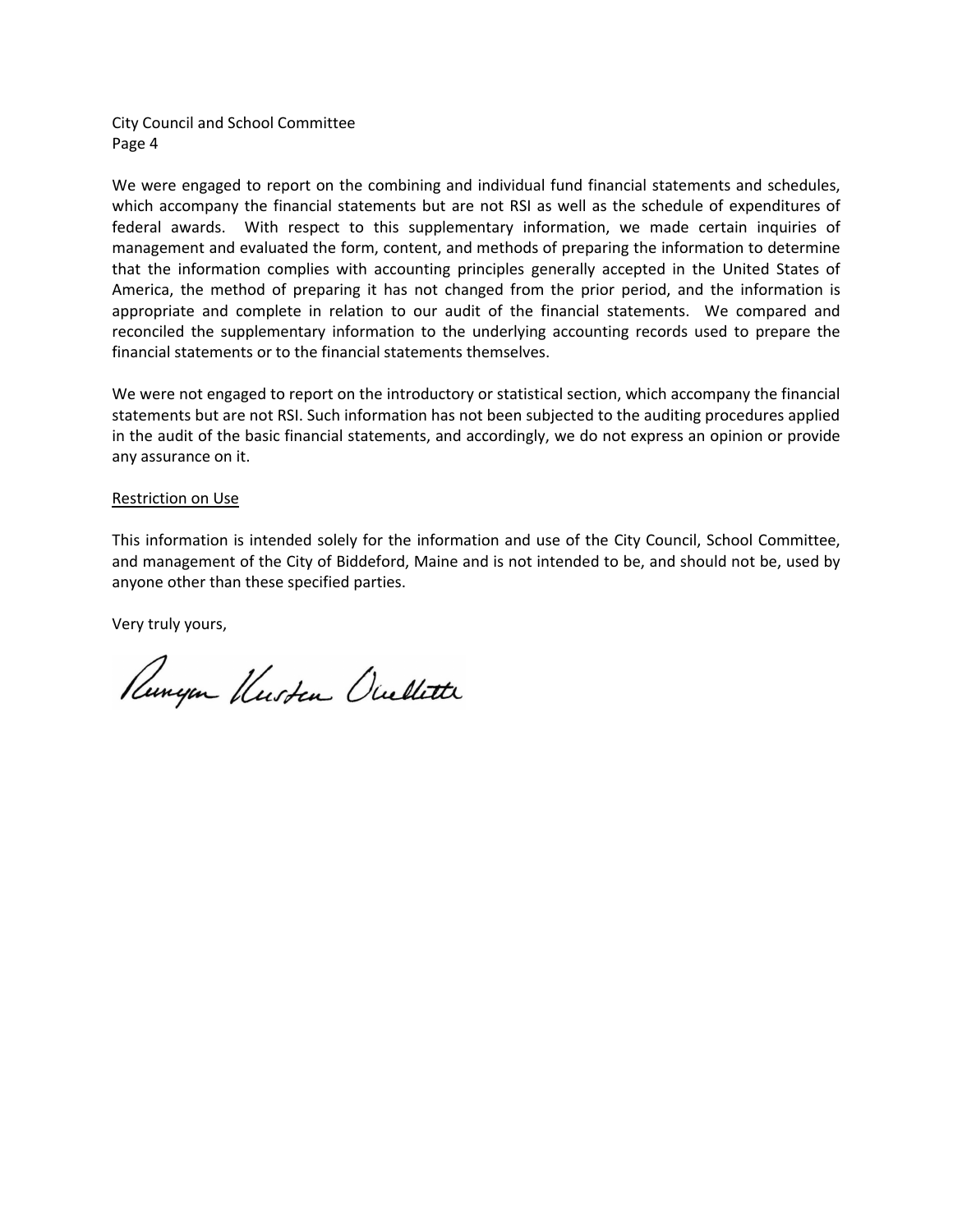City Council and School Committee
Page 4

We were engaged to report on the combining and individual fund financial statements and schedules, which accompany the financial statements but are not RSI as well as the schedule of expenditures of federal awards. With respect to this supplementary information, we made certain inquiries of management and evaluated the form, content, and methods of preparing the information to determine that the information complies with accounting principles generally accepted in the United States of America, the method of preparing it has not changed from the prior period, and the information is appropriate and complete in relation to our audit of the financial statements. We compared and reconciled the supplementary information to the underlying accounting records used to prepare the financial statements or to the financial statements themselves.

We were not engaged to report on the introductory or statistical section, which accompany the financial statements but are not RSI. Such information has not been subjected to the auditing procedures applied in the audit of the basic financial statements, and accordingly, we do not express an opinion or provide any assurance on it.

Restriction on Use

This information is intended solely for the information and use of the City Council, School Committee, and management of the City of Biddeford, Maine and is not intended to be, and should not be, used by anyone other than these specified parties.

Very truly yours,

Runyon Kersteen Ouellette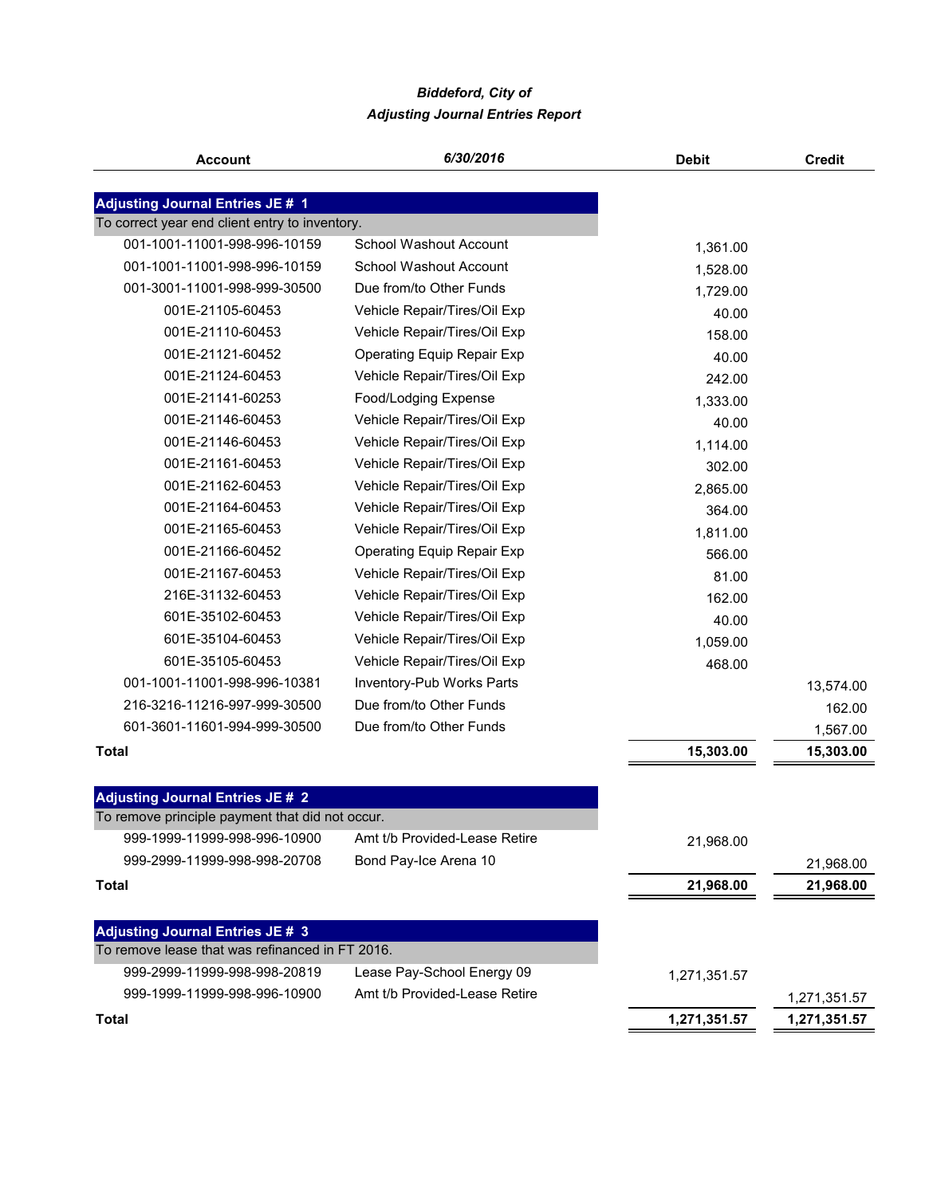*Biddeford, City of*

*Adjusting Journal Entries Report*

| Account | 6/30/2016 | Debit | Credit |
|---|---|---|---|
| **Adjusting Journal Entries JE # 1** | | | |
| To correct year end client entry to inventory. | | | |
| 001-1001-11001-998-996-10159 | School Washout Account | 1,361.00 | |
| 001-1001-11001-998-996-10159 | School Washout Account | 1,528.00 | |
| 001-3001-11001-998-999-30500 | Due from/to Other Funds | 1,729.00 | |
| 001E-21105-60453 | Vehicle Repair/Tires/Oil Exp | 40.00 | |
| 001E-21110-60453 | Vehicle Repair/Tires/Oil Exp | 158.00 | |
| 001E-21121-60452 | Operating Equip Repair Exp | 40.00 | |
| 001E-21124-60453 | Vehicle Repair/Tires/Oil Exp | 242.00 | |
| 001E-21141-60253 | Food/Lodging Expense | 1,333.00 | |
| 001E-21146-60453 | Vehicle Repair/Tires/Oil Exp | 40.00 | |
| 001E-21146-60453 | Vehicle Repair/Tires/Oil Exp | 1,114.00 | |
| 001E-21161-60453 | Vehicle Repair/Tires/Oil Exp | 302.00 | |
| 001E-21162-60453 | Vehicle Repair/Tires/Oil Exp | 2,865.00 | |
| 001E-21164-60453 | Vehicle Repair/Tires/Oil Exp | 364.00 | |
| 001E-21165-60453 | Vehicle Repair/Tires/Oil Exp | 1,811.00 | |
| 001E-21166-60452 | Operating Equip Repair Exp | 566.00 | |
| 001E-21167-60453 | Vehicle Repair/Tires/Oil Exp | 81.00 | |
| 216E-31132-60453 | Vehicle Repair/Tires/Oil Exp | 162.00 | |
| 601E-35102-60453 | Vehicle Repair/Tires/Oil Exp | 40.00 | |
| 601E-35104-60453 | Vehicle Repair/Tires/Oil Exp | 1,059.00 | |
| 601E-35105-60453 | Vehicle Repair/Tires/Oil Exp | 468.00 | |
| 001-1001-11001-998-996-10381 | Inventory-Pub Works Parts | | 13,574.00 |
| 216-3216-11216-997-999-30500 | Due from/to Other Funds | | 162.00 |
| 601-3601-11601-994-999-30500 | Due from/to Other Funds | | 1,567.00 |
| **Total** | | **15,303.00** | **15,303.00** |
| **Adjusting Journal Entries JE # 2** | | | |
| To remove principle payment that did not occur. | | | |
| 999-1999-11999-998-996-10900 | Amt t/b Provided-Lease Retire | 21,968.00 | |
| 999-2999-11999-998-998-20708 | Bond Pay-Ice Arena 10 | | 21,968.00 |
| **Total** | | **21,968.00** | **21,968.00** |
| **Adjusting Journal Entries JE # 3** | | | |
| To remove lease that was refinanced in FT 2016. | | | |
| 999-2999-11999-998-998-20819 | Lease Pay-School Energy 09 | 1,271,351.57 | |
| 999-1999-11999-998-996-10900 | Amt t/b Provided-Lease Retire | | 1,271,351.57 |
| **Total** | | **1,271,351.57** | **1,271,351.57** |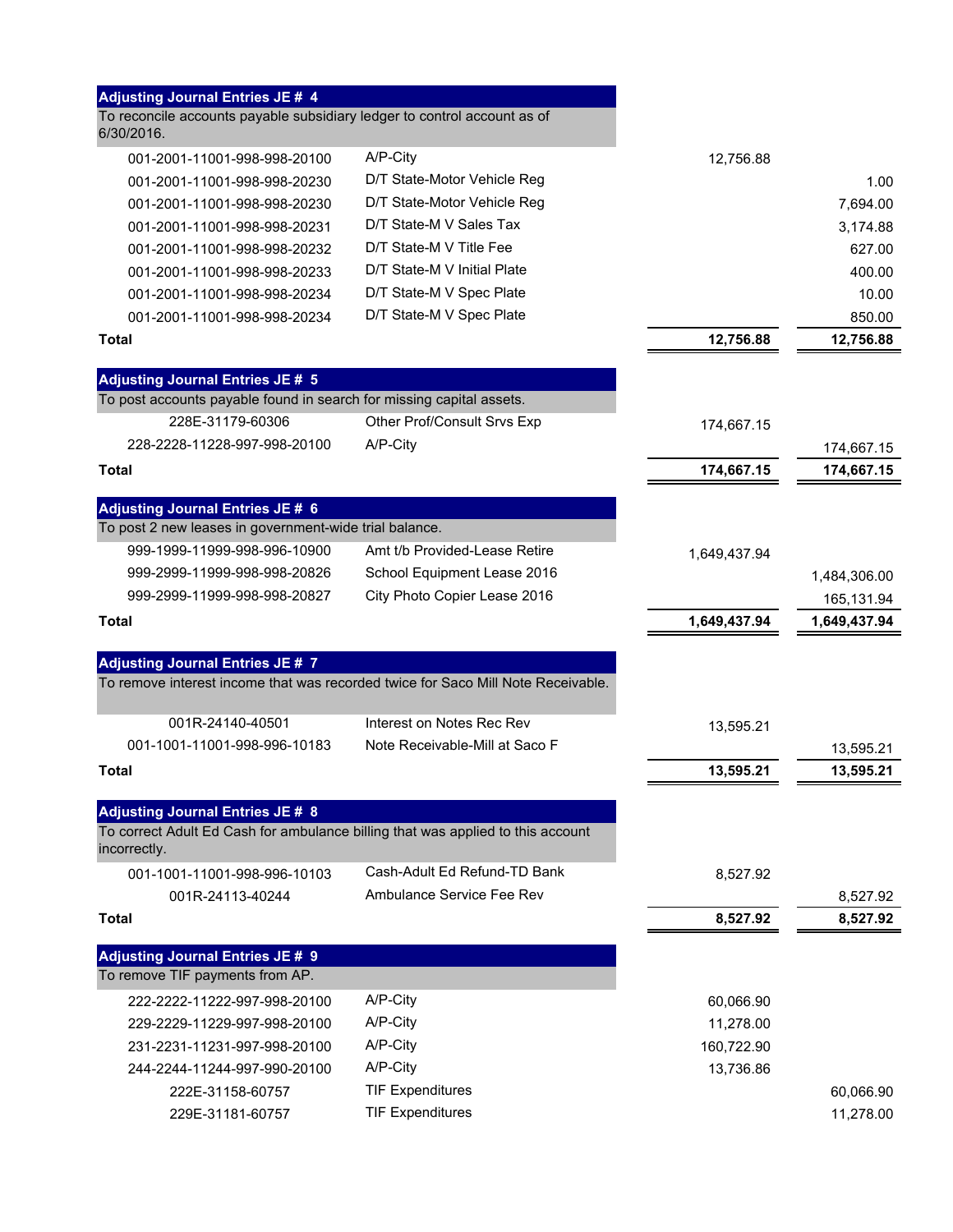## Adjusting Journal Entries JE # 4

To reconcile accounts payable subsidiary ledger to control account as of 6/30/2016.

| Account | Description | Debit | Credit |
|---|---|---|---|
| 001-2001-11001-998-998-20100 | A/P-City | 12,756.88 | |
| 001-2001-11001-998-998-20230 | D/T State-Motor Vehicle Reg | | 1.00 |
| 001-2001-11001-998-998-20230 | D/T State-Motor Vehicle Reg | | 7,694.00 |
| 001-2001-11001-998-998-20231 | D/T State-M V Sales Tax | | 3,174.88 |
| 001-2001-11001-998-998-20232 | D/T State-M V Title Fee | | 627.00 |
| 001-2001-11001-998-998-20233 | D/T State-M V Initial Plate | | 400.00 |
| 001-2001-11001-998-998-20234 | D/T State-M V Spec Plate | | 10.00 |
| 001-2001-11001-998-998-20234 | D/T State-M V Spec Plate | | 850.00 |
| **Total** | | **12,756.88** | **12,756.88** |

## Adjusting Journal Entries JE # 5

To post accounts payable found in search for missing capital assets.

| Account | Description | Debit | Credit |
|---|---|---|---|
| 228E-31179-60306 | Other Prof/Consult Srvs Exp | 174,667.15 | |
| 228-2228-11228-997-998-20100 | A/P-City | | 174,667.15 |
| **Total** | | **174,667.15** | **174,667.15** |

## Adjusting Journal Entries JE # 6

To post 2 new leases in government-wide trial balance.

| Account | Description | Debit | Credit |
|---|---|---|---|
| 999-1999-11999-998-996-10900 | Amt t/b Provided-Lease Retire | 1,649,437.94 | |
| 999-2999-11999-998-998-20826 | School Equipment Lease 2016 | | 1,484,306.00 |
| 999-2999-11999-998-998-20827 | City Photo Copier Lease 2016 | | 165,131.94 |
| **Total** | | **1,649,437.94** | **1,649,437.94** |

## Adjusting Journal Entries JE # 7

To remove interest income that was recorded twice for Saco Mill Note Receivable.

| Account | Description | Debit | Credit |
|---|---|---|---|
| 001R-24140-40501 | Interest on Notes Rec Rev | 13,595.21 | |
| 001-1001-11001-998-996-10183 | Note Receivable-Mill at Saco F | | 13,595.21 |
| **Total** | | **13,595.21** | **13,595.21** |

## Adjusting Journal Entries JE # 8

To correct Adult Ed Cash for ambulance billing that was applied to this account incorrectly.

| Account | Description | Debit | Credit |
|---|---|---|---|
| 001-1001-11001-998-996-10103 | Cash-Adult Ed Refund-TD Bank | 8,527.92 | |
| 001R-24113-40244 | Ambulance Service Fee Rev | | 8,527.92 |
| **Total** | | **8,527.92** | **8,527.92** |

## Adjusting Journal Entries JE # 9

To remove TIF payments from AP.

| Account | Description | Debit | Credit |
|---|---|---|---|
| 222-2222-11222-997-998-20100 | A/P-City | 60,066.90 | |
| 229-2229-11229-997-998-20100 | A/P-City | 11,278.00 | |
| 231-2231-11231-997-998-20100 | A/P-City | 160,722.90 | |
| 244-2244-11244-997-990-20100 | A/P-City | 13,736.86 | |
| 222E-31158-60757 | TIF Expenditures | | 60,066.90 |
| 229E-31181-60757 | TIF Expenditures | | 11,278.00 |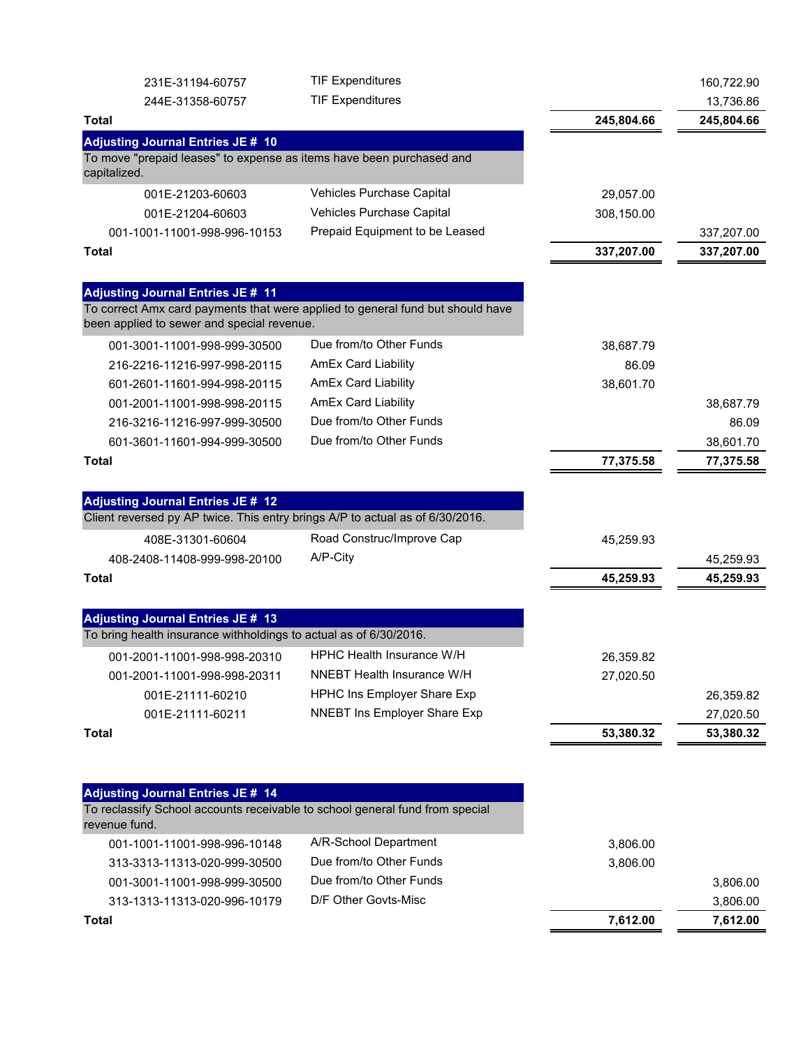| Account | Description | Debit | Credit |
|---|---|---|---|
| 231E-31194-60757 | TIF Expenditures | | 160,722.90 |
| 244E-31358-60757 | TIF Expenditures | | 13,736.86 |
| **Total** | | **245,804.66** | **245,804.66** |

**Adjusting Journal Entries JE # 10**

To move "prepaid leases" to expense as items have been purchased and capitalized.

| Account | Description | Debit | Credit |
|---|---|---|---|
| 001E-21203-60603 | Vehicles Purchase Capital | 29,057.00 | |
| 001E-21204-60603 | Vehicles Purchase Capital | 308,150.00 | |
| 001-1001-11001-998-996-10153 | Prepaid Equipment to be Leased | | 337,207.00 |
| **Total** | | **337,207.00** | **337,207.00** |

**Adjusting Journal Entries JE # 11**

To correct Amx card payments that were applied to general fund but should have been applied to sewer and special revenue.

| Account | Description | Debit | Credit |
|---|---|---|---|
| 001-3001-11001-998-999-30500 | Due from/to Other Funds | 38,687.79 | |
| 216-2216-11216-997-998-20115 | AmEx Card Liability | 86.09 | |
| 601-2601-11601-994-998-20115 | AmEx Card Liability | 38,601.70 | |
| 001-2001-11001-998-998-20115 | AmEx Card Liability | | 38,687.79 |
| 216-3216-11216-997-999-30500 | Due from/to Other Funds | | 86.09 |
| 601-3601-11601-994-999-30500 | Due from/to Other Funds | | 38,601.70 |
| **Total** | | **77,375.58** | **77,375.58** |

**Adjusting Journal Entries JE # 12**

Client reversed py AP twice. This entry brings A/P to actual as of 6/30/2016.

| Account | Description | Debit | Credit |
|---|---|---|---|
| 408E-31301-60604 | Road Construc/Improve Cap | 45,259.93 | |
| 408-2408-11408-999-998-20100 | A/P-City | | 45,259.93 |
| **Total** | | **45,259.93** | **45,259.93** |

**Adjusting Journal Entries JE # 13**

To bring health insurance withholdings to actual as of 6/30/2016.

| Account | Description | Debit | Credit |
|---|---|---|---|
| 001-2001-11001-998-998-20310 | HPHC Health Insurance W/H | 26,359.82 | |
| 001-2001-11001-998-998-20311 | NNEBT Health Insurance W/H | 27,020.50 | |
| 001E-21111-60210 | HPHC Ins Employer Share Exp | | 26,359.82 |
| 001E-21111-60211 | NNEBT Ins Employer Share Exp | | 27,020.50 |
| **Total** | | **53,380.32** | **53,380.32** |

**Adjusting Journal Entries JE # 14**

To reclassify School accounts receivable to school general fund from special revenue fund.

| Account | Description | Debit | Credit |
|---|---|---|---|
| 001-1001-11001-998-996-10148 | A/R-School Department | 3,806.00 | |
| 313-3313-11313-020-999-30500 | Due from/to Other Funds | 3,806.00 | |
| 001-3001-11001-998-999-30500 | Due from/to Other Funds | | 3,806.00 |
| 313-1313-11313-020-996-10179 | D/F Other Govts-Misc | | 3,806.00 |
| **Total** | | **7,612.00** | **7,612.00** |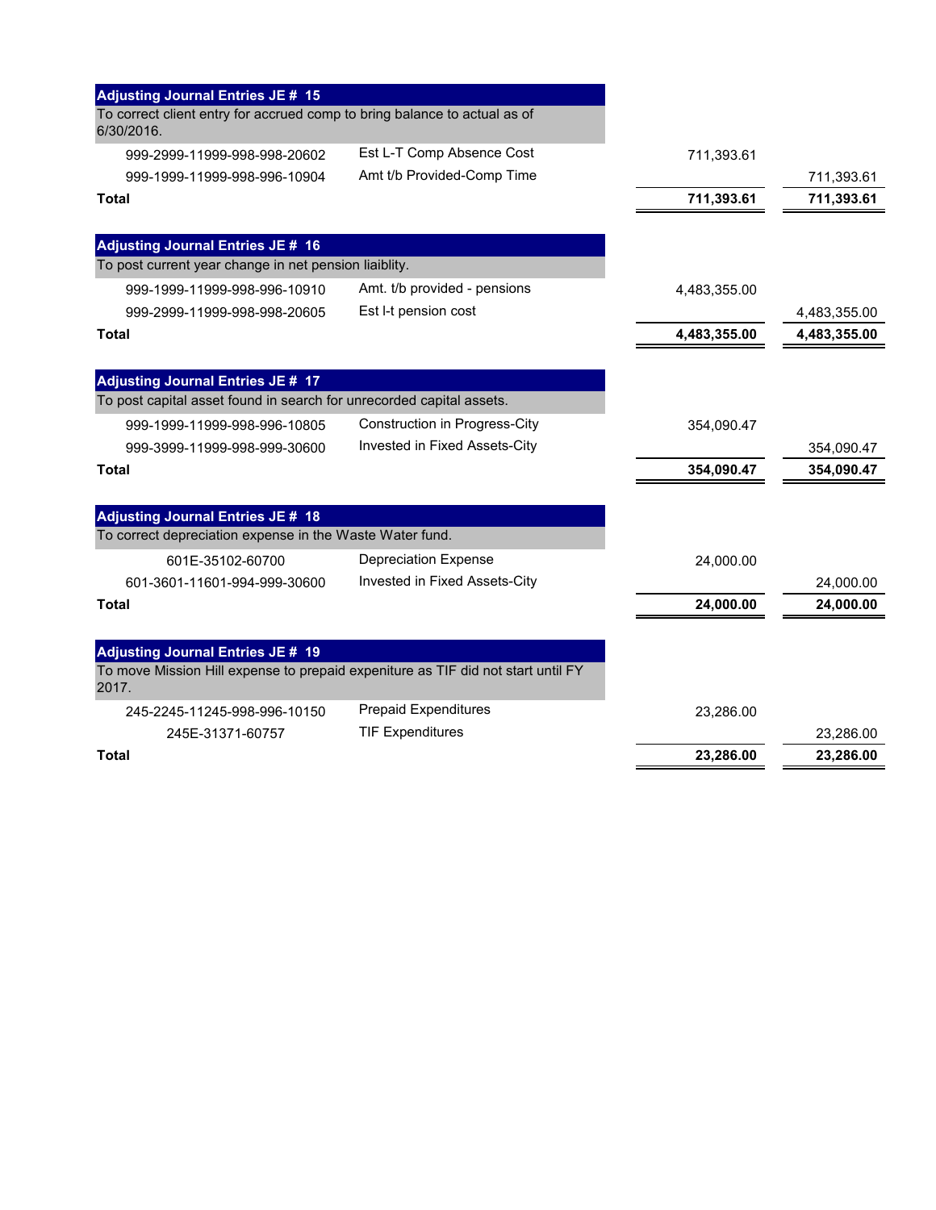### Adjusting Journal Entries JE # 15

To correct client entry for accrued comp to bring balance to actual as of 6/30/2016.

| Account | Description | Debit | Credit |
|---|---|---|---|
| 999-2999-11999-998-998-20602 | Est L-T Comp Absence Cost | 711,393.61 | |
| 999-1999-11999-998-996-10904 | Amt t/b Provided-Comp Time | | 711,393.61 |
| **Total** | | **711,393.61** | **711,393.61** |

### Adjusting Journal Entries JE # 16

To post current year change in net pension liaiblity.

| Account | Description | Debit | Credit |
|---|---|---|---|
| 999-1999-11999-998-996-10910 | Amt. t/b provided - pensions | 4,483,355.00 | |
| 999-2999-11999-998-998-20605 | Est l-t pension cost | | 4,483,355.00 |
| **Total** | | **4,483,355.00** | **4,483,355.00** |

### Adjusting Journal Entries JE # 17

To post capital asset found in search for unrecorded capital assets.

| Account | Description | Debit | Credit |
|---|---|---|---|
| 999-1999-11999-998-996-10805 | Construction in Progress-City | 354,090.47 | |
| 999-3999-11999-998-999-30600 | Invested in Fixed Assets-City | | 354,090.47 |
| **Total** | | **354,090.47** | **354,090.47** |

### Adjusting Journal Entries JE # 18

To correct depreciation expense in the Waste Water fund.

| Account | Description | Debit | Credit |
|---|---|---|---|
| 601E-35102-60700 | Depreciation Expense | 24,000.00 | |
| 601-3601-11601-994-999-30600 | Invested in Fixed Assets-City | | 24,000.00 |
| **Total** | | **24,000.00** | **24,000.00** |

### Adjusting Journal Entries JE # 19

To move Mission Hill expense to prepaid expeniture as TIF did not start until FY 2017.

| Account | Description | Debit | Credit |
|---|---|---|---|
| 245-2245-11245-998-996-10150 | Prepaid Expenditures | 23,286.00 | |
| 245E-31371-60757 | TIF Expenditures | | 23,286.00 |
| **Total** | | **23,286.00** | **23,286.00** |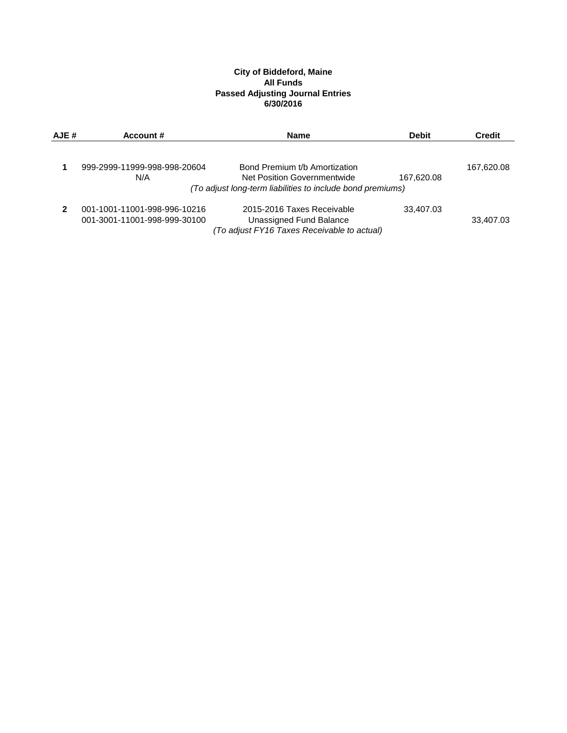**City of Biddeford, Maine**
**All Funds**
**Passed Adjusting Journal Entries**
**6/30/2016**

| AJE # | Account # | Name | Debit | Credit |
|---|---|---|---|---|
| 1 | 999-2999-11999-998-998-20604 | Bond Premium t/b Amortization | | 167,620.08 |
| | N/A | Net Position Governmentwide | 167,620.08 | |
| | | *(To adjust long-term liabilities to include bond premiums)* | | |
| 2 | 001-1001-11001-998-996-10216 | 2015-2016 Taxes Receivable | 33,407.03 | |
| | 001-3001-11001-998-999-30100 | Unassigned Fund Balance | | 33,407.03 |
| | | *(To adjust FY16 Taxes Receivable to actual)* | | |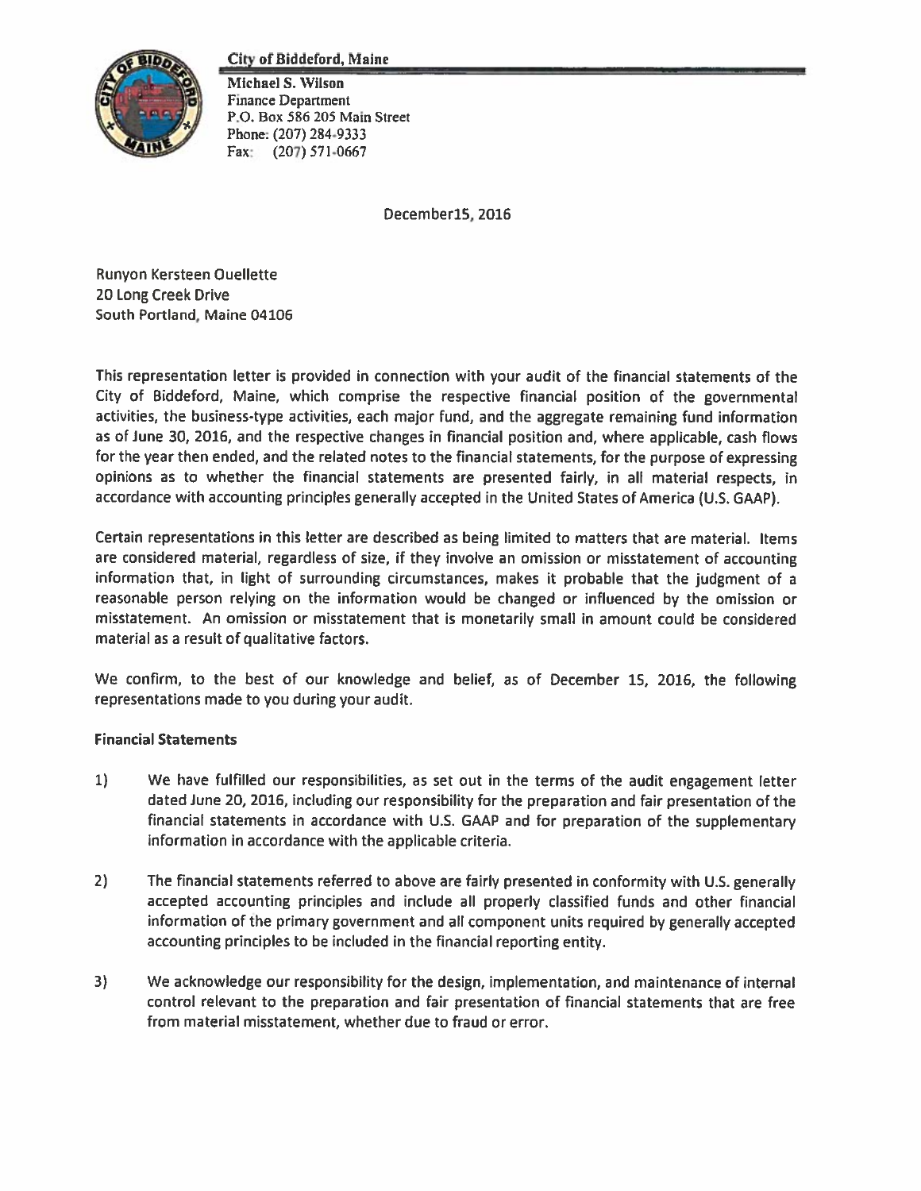**City of Biddeford, Maine**

Michael S. Wilson
Finance Department
P.O. Box 586 205 Main Street
Phone: (207) 284-9333
Fax: (207) 571-0667

December15, 2016

Runyon Kersteen Ouellette
20 Long Creek Drive
South Portland, Maine 04106

This representation letter is provided in connection with your audit of the financial statements of the City of Biddeford, Maine, which comprise the respective financial position of the governmental activities, the business-type activities, each major fund, and the aggregate remaining fund information as of June 30, 2016, and the respective changes in financial position and, where applicable, cash flows for the year then ended, and the related notes to the financial statements, for the purpose of expressing opinions as to whether the financial statements are presented fairly, in all material respects, in accordance with accounting principles generally accepted in the United States of America (U.S. GAAP).

Certain representations in this letter are described as being limited to matters that are material. Items are considered material, regardless of size, if they involve an omission or misstatement of accounting information that, in light of surrounding circumstances, makes it probable that the judgment of a reasonable person relying on the information would be changed or influenced by the omission or misstatement. An omission or misstatement that is monetarily small in amount could be considered material as a result of qualitative factors.

We confirm, to the best of our knowledge and belief, as of December 15, 2016, the following representations made to you during your audit.

**Financial Statements**

1) We have fulfilled our responsibilities, as set out in the terms of the audit engagement letter dated June 20, 2016, including our responsibility for the preparation and fair presentation of the financial statements in accordance with U.S. GAAP and for preparation of the supplementary information in accordance with the applicable criteria.

2) The financial statements referred to above are fairly presented in conformity with U.S. generally accepted accounting principles and include all properly classified funds and other financial information of the primary government and all component units required by generally accepted accounting principles to be included in the financial reporting entity.

3) We acknowledge our responsibility for the design, implementation, and maintenance of internal control relevant to the preparation and fair presentation of financial statements that are free from material misstatement, whether due to fraud or error.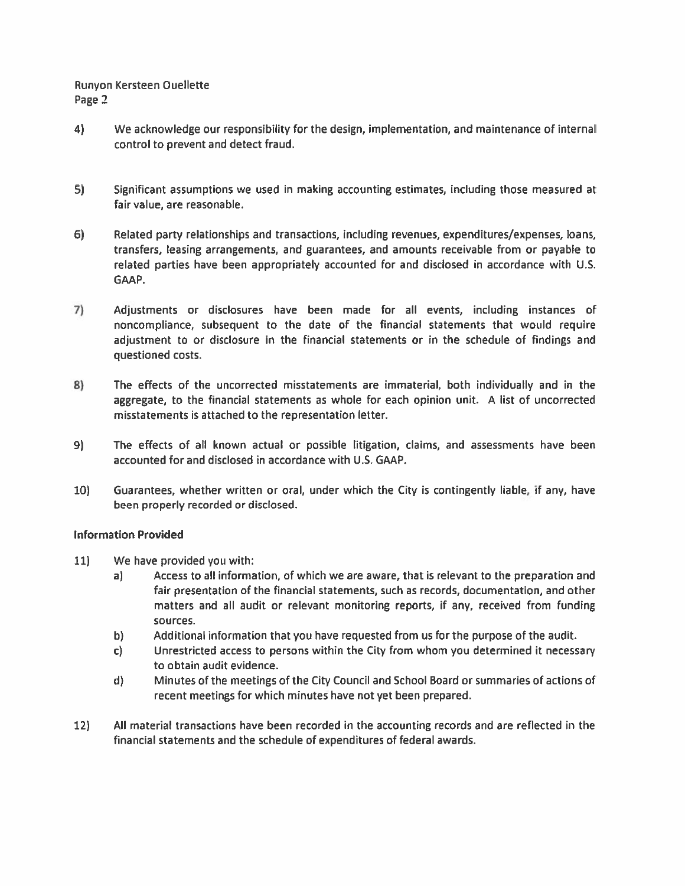4) We acknowledge our responsibility for the design, implementation, and maintenance of internal control to prevent and detect fraud.

5) Significant assumptions we used in making accounting estimates, including those measured at fair value, are reasonable.

6) Related party relationships and transactions, including revenues, expenditures/expenses, loans, transfers, leasing arrangements, and guarantees, and amounts receivable from or payable to related parties have been appropriately accounted for and disclosed in accordance with U.S. GAAP.

7) Adjustments or disclosures have been made for all events, including instances of noncompliance, subsequent to the date of the financial statements that would require adjustment to or disclosure in the financial statements or in the schedule of findings and questioned costs.

8) The effects of the uncorrected misstatements are immaterial, both individually and in the aggregate, to the financial statements as whole for each opinion unit. A list of uncorrected misstatements is attached to the representation letter.

9) The effects of all known actual or possible litigation, claims, and assessments have been accounted for and disclosed in accordance with U.S. GAAP.

10) Guarantees, whether written or oral, under which the City is contingently liable, if any, have been properly recorded or disclosed.

**Information Provided**

11) We have provided you with:
    a) Access to all information, of which we are aware, that is relevant to the preparation and fair presentation of the financial statements, such as records, documentation, and other matters and all audit or relevant monitoring reports, if any, received from funding sources.
    b) Additional information that you have requested from us for the purpose of the audit.
    c) Unrestricted access to persons within the City from whom you determined it necessary to obtain audit evidence.
    d) Minutes of the meetings of the City Council and School Board or summaries of actions of recent meetings for which minutes have not yet been prepared.

12) All material transactions have been recorded in the accounting records and are reflected in the financial statements and the schedule of expenditures of federal awards.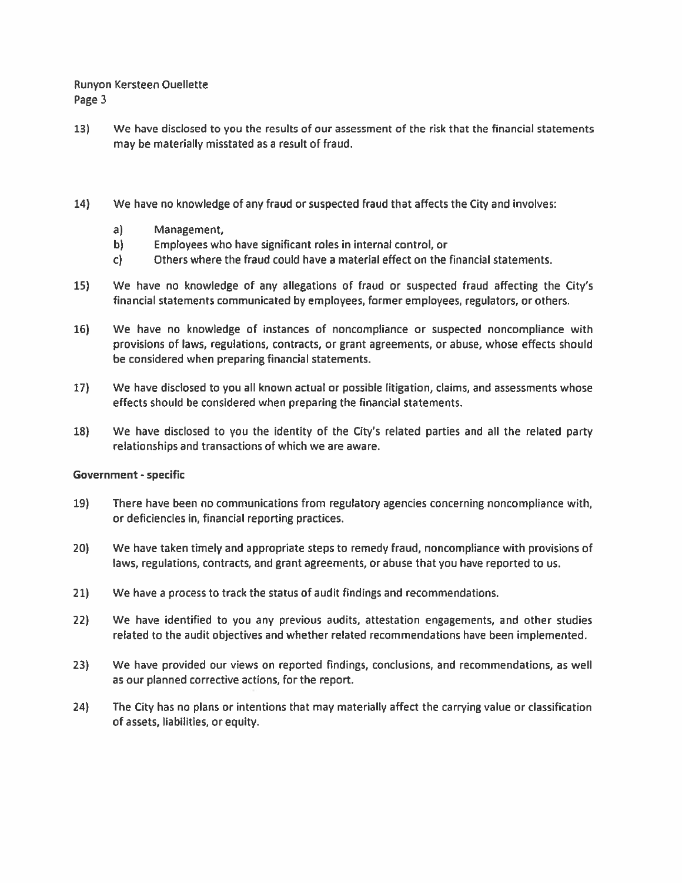13) We have disclosed to you the results of our assessment of the risk that the financial statements may be materially misstated as a result of fraud.

14) We have no knowledge of any fraud or suspected fraud that affects the City and involves:

    a) Management,
    b) Employees who have significant roles in internal control, or
    c) Others where the fraud could have a material effect on the financial statements.

15) We have no knowledge of any allegations of fraud or suspected fraud affecting the City's financial statements communicated by employees, former employees, regulators, or others.

16) We have no knowledge of instances of noncompliance or suspected noncompliance with provisions of laws, regulations, contracts, or grant agreements, or abuse, whose effects should be considered when preparing financial statements.

17) We have disclosed to you all known actual or possible litigation, claims, and assessments whose effects should be considered when preparing the financial statements.

18) We have disclosed to you the identity of the City's related parties and all the related party relationships and transactions of which we are aware.

**Government - specific**

19) There have been no communications from regulatory agencies concerning noncompliance with, or deficiencies in, financial reporting practices.

20) We have taken timely and appropriate steps to remedy fraud, noncompliance with provisions of laws, regulations, contracts, and grant agreements, or abuse that you have reported to us.

21) We have a process to track the status of audit findings and recommendations.

22) We have identified to you any previous audits, attestation engagements, and other studies related to the audit objectives and whether related recommendations have been implemented.

23) We have provided our views on reported findings, conclusions, and recommendations, as well as our planned corrective actions, for the report.

24) The City has no plans or intentions that may materially affect the carrying value or classification of assets, liabilities, or equity.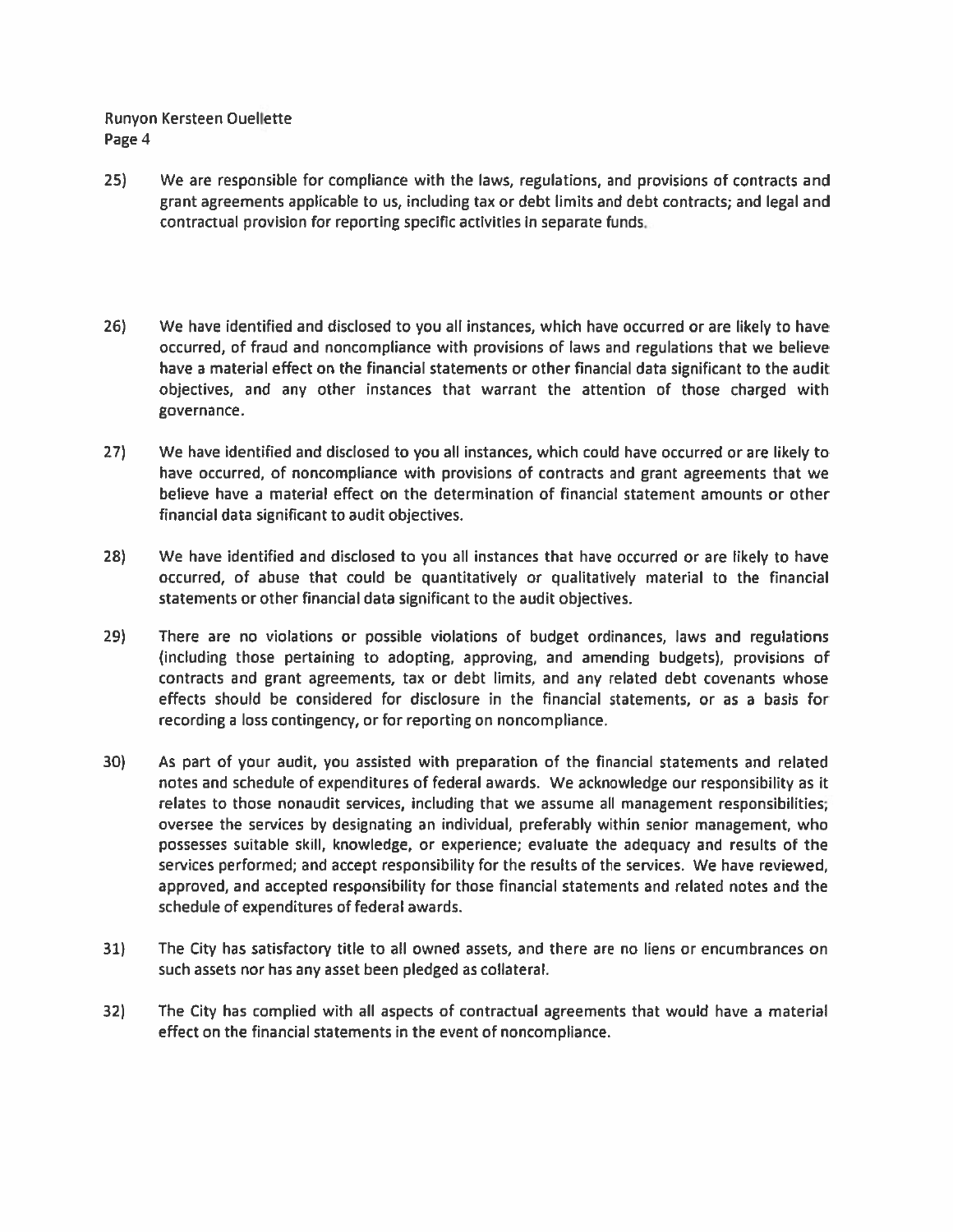25) We are responsible for compliance with the laws, regulations, and provisions of contracts and grant agreements applicable to us, including tax or debt limits and debt contracts; and legal and contractual provision for reporting specific activities in separate funds.

26) We have identified and disclosed to you all instances, which have occurred or are likely to have occurred, of fraud and noncompliance with provisions of laws and regulations that we believe have a material effect on the financial statements or other financial data significant to the audit objectives, and any other instances that warrant the attention of those charged with governance.

27) We have identified and disclosed to you all instances, which could have occurred or are likely to have occurred, of noncompliance with provisions of contracts and grant agreements that we believe have a material effect on the determination of financial statement amounts or other financial data significant to audit objectives.

28) We have identified and disclosed to you all instances that have occurred or are likely to have occurred, of abuse that could be quantitatively or qualitatively material to the financial statements or other financial data significant to the audit objectives.

29) There are no violations or possible violations of budget ordinances, laws and regulations (including those pertaining to adopting, approving, and amending budgets), provisions of contracts and grant agreements, tax or debt limits, and any related debt covenants whose effects should be considered for disclosure in the financial statements, or as a basis for recording a loss contingency, or for reporting on noncompliance.

30) As part of your audit, you assisted with preparation of the financial statements and related notes and schedule of expenditures of federal awards. We acknowledge our responsibility as it relates to those nonaudit services, including that we assume all management responsibilities; oversee the services by designating an individual, preferably within senior management, who possesses suitable skill, knowledge, or experience; evaluate the adequacy and results of the services performed; and accept responsibility for the results of the services. We have reviewed, approved, and accepted responsibility for those financial statements and related notes and the schedule of expenditures of federal awards.

31) The City has satisfactory title to all owned assets, and there are no liens or encumbrances on such assets nor has any asset been pledged as collateral.

32) The City has complied with all aspects of contractual agreements that would have a material effect on the financial statements in the event of noncompliance.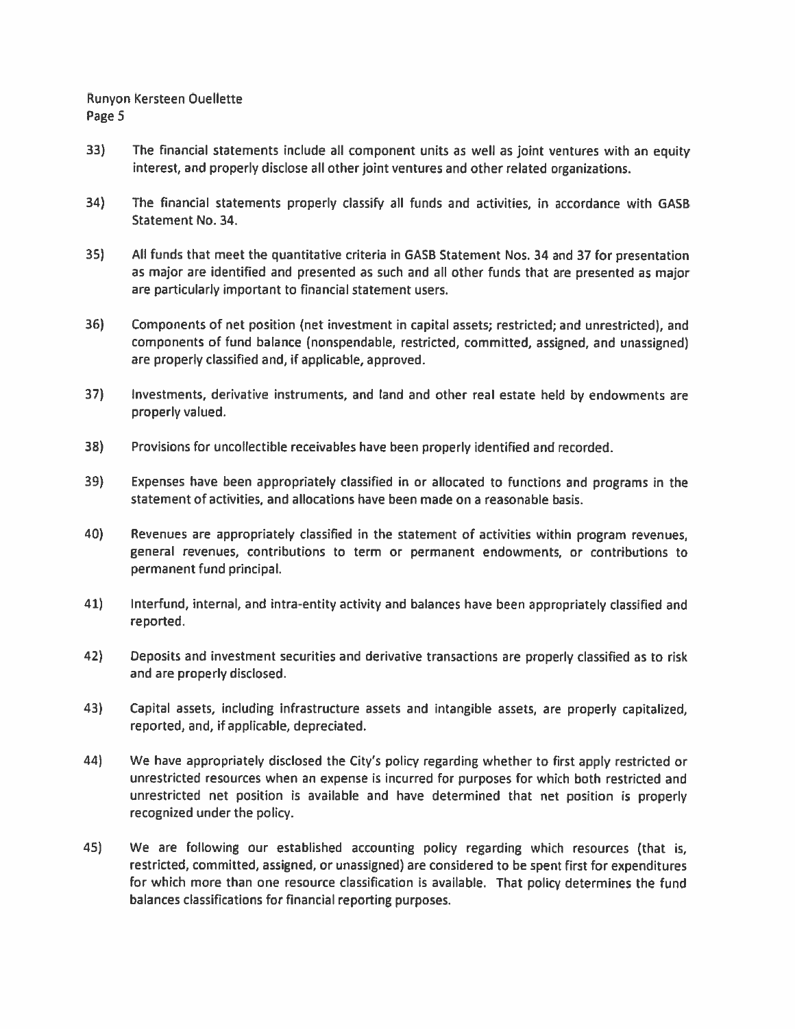33) The financial statements include all component units as well as joint ventures with an equity interest, and properly disclose all other joint ventures and other related organizations.

34) The financial statements properly classify all funds and activities, in accordance with GASB Statement No. 34.

35) All funds that meet the quantitative criteria in GASB Statement Nos. 34 and 37 for presentation as major are identified and presented as such and all other funds that are presented as major are particularly important to financial statement users.

36) Components of net position (net investment in capital assets; restricted; and unrestricted), and components of fund balance (nonspendable, restricted, committed, assigned, and unassigned) are properly classified and, if applicable, approved.

37) Investments, derivative instruments, and land and other real estate held by endowments are properly valued.

38) Provisions for uncollectible receivables have been properly identified and recorded.

39) Expenses have been appropriately classified in or allocated to functions and programs in the statement of activities, and allocations have been made on a reasonable basis.

40) Revenues are appropriately classified in the statement of activities within program revenues, general revenues, contributions to term or permanent endowments, or contributions to permanent fund principal.

41) Interfund, internal, and intra-entity activity and balances have been appropriately classified and reported.

42) Deposits and investment securities and derivative transactions are properly classified as to risk and are properly disclosed.

43) Capital assets, including infrastructure assets and intangible assets, are properly capitalized, reported, and, if applicable, depreciated.

44) We have appropriately disclosed the City's policy regarding whether to first apply restricted or unrestricted resources when an expense is incurred for purposes for which both restricted and unrestricted net position is available and have determined that net position is properly recognized under the policy.

45) We are following our established accounting policy regarding which resources (that is, restricted, committed, assigned, or unassigned) are considered to be spent first for expenditures for which more than one resource classification is available. That policy determines the fund balances classifications for financial reporting purposes.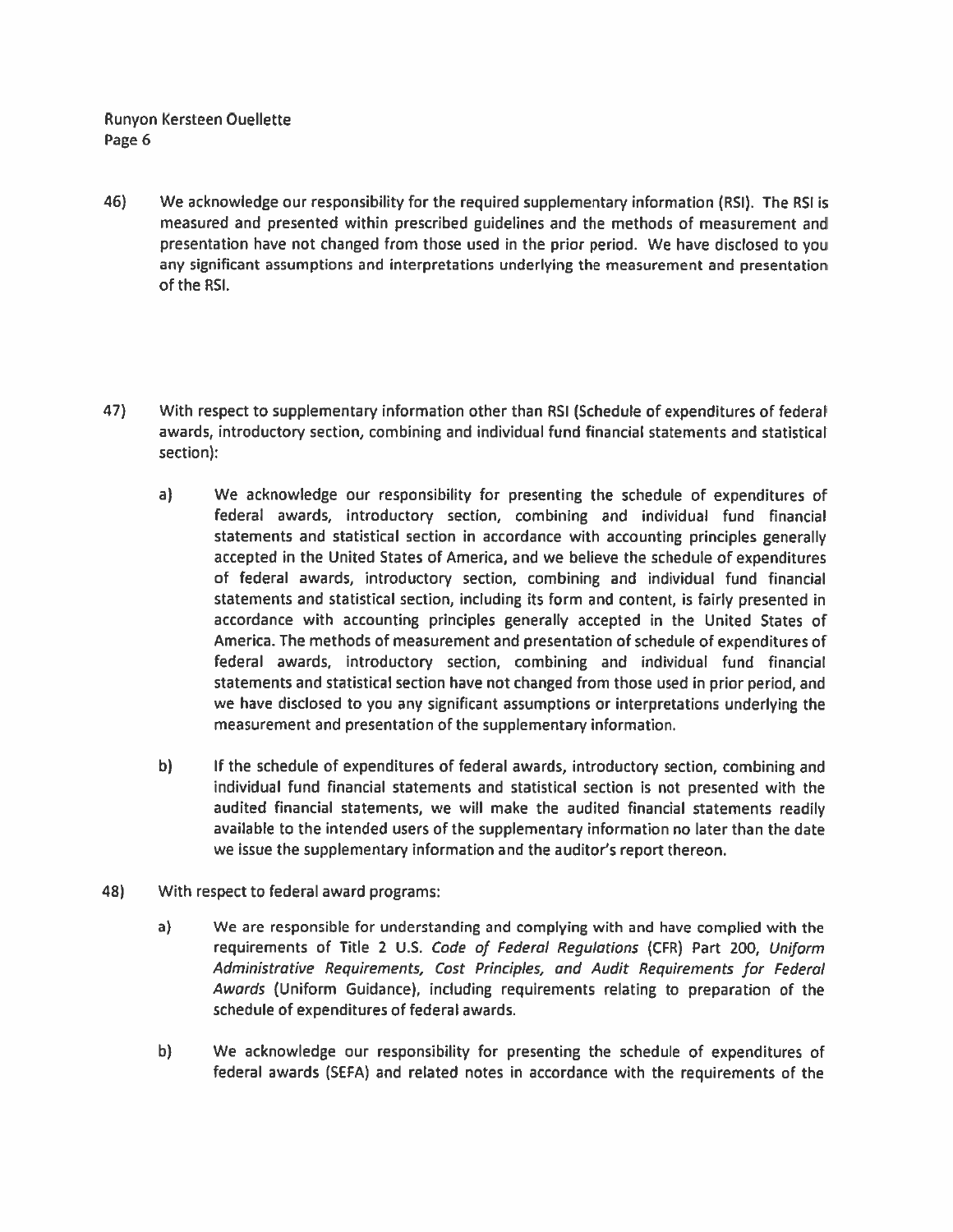46) We acknowledge our responsibility for the required supplementary information (RSI). The RSI is measured and presented within prescribed guidelines and the methods of measurement and presentation have not changed from those used in the prior period. We have disclosed to you any significant assumptions and interpretations underlying the measurement and presentation of the RSI.

47) With respect to supplementary information other than RSI (Schedule of expenditures of federal awards, introductory section, combining and individual fund financial statements and statistical section):

   a) We acknowledge our responsibility for presenting the schedule of expenditures of federal awards, introductory section, combining and individual fund financial statements and statistical section in accordance with accounting principles generally accepted in the United States of America, and we believe the schedule of expenditures of federal awards, introductory section, combining and individual fund financial statements and statistical section, including its form and content, is fairly presented in accordance with accounting principles generally accepted in the United States of America. The methods of measurement and presentation of schedule of expenditures of federal awards, introductory section, combining and individual fund financial statements and statistical section have not changed from those used in prior period, and we have disclosed to you any significant assumptions or interpretations underlying the measurement and presentation of the supplementary information.

   b) If the schedule of expenditures of federal awards, introductory section, combining and individual fund financial statements and statistical section is not presented with the audited financial statements, we will make the audited financial statements readily available to the intended users of the supplementary information no later than the date we issue the supplementary information and the auditor's report thereon.

48) With respect to federal award programs:

   a) We are responsible for understanding and complying with and have complied with the requirements of Title 2 U.S. *Code of Federal Regulations* (CFR) Part 200, *Uniform Administrative Requirements, Cost Principles, and Audit Requirements for Federal Awards* (Uniform Guidance), including requirements relating to preparation of the schedule of expenditures of federal awards.

   b) We acknowledge our responsibility for presenting the schedule of expenditures of federal awards (SEFA) and related notes in accordance with the requirements of the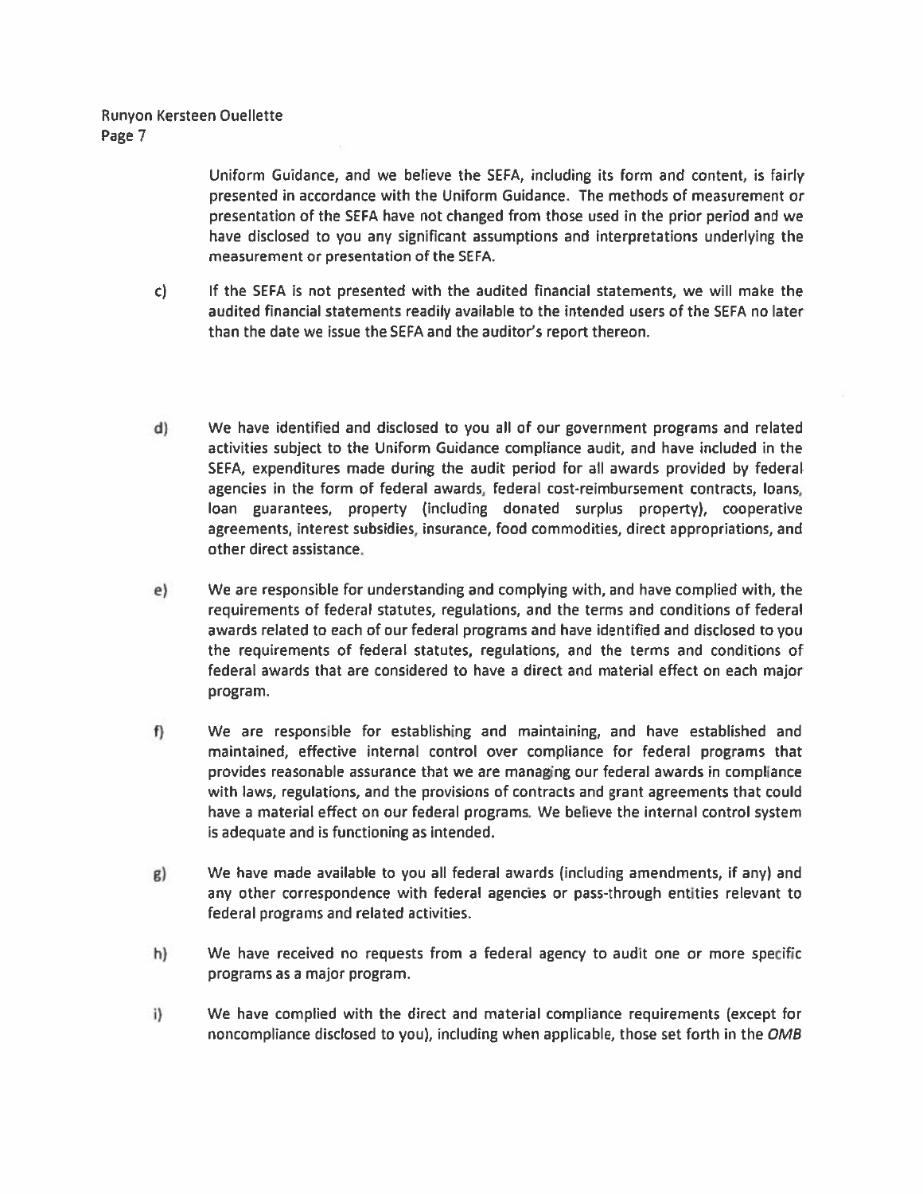Uniform Guidance, and we believe the SEFA, including its form and content, is fairly presented in accordance with the Uniform Guidance. The methods of measurement or presentation of the SEFA have not changed from those used in the prior period and we have disclosed to you any significant assumptions and interpretations underlying the measurement or presentation of the SEFA.

c) If the SEFA is not presented with the audited financial statements, we will make the audited financial statements readily available to the intended users of the SEFA no later than the date we issue the SEFA and the auditor's report thereon.

d) We have identified and disclosed to you all of our government programs and related activities subject to the Uniform Guidance compliance audit, and have included in the SEFA, expenditures made during the audit period for all awards provided by federal agencies in the form of federal awards, federal cost-reimbursement contracts, loans, loan guarantees, property (including donated surplus property), cooperative agreements, interest subsidies, insurance, food commodities, direct appropriations, and other direct assistance.

e) We are responsible for understanding and complying with, and have complied with, the requirements of federal statutes, regulations, and the terms and conditions of federal awards related to each of our federal programs and have identified and disclosed to you the requirements of federal statutes, regulations, and the terms and conditions of federal awards that are considered to have a direct and material effect on each major program.

f) We are responsible for establishing and maintaining, and have established and maintained, effective internal control over compliance for federal programs that provides reasonable assurance that we are managing our federal awards in compliance with laws, regulations, and the provisions of contracts and grant agreements that could have a material effect on our federal programs. We believe the internal control system is adequate and is functioning as intended.

g) We have made available to you all federal awards (including amendments, if any) and any other correspondence with federal agencies or pass-through entities relevant to federal programs and related activities.

h) We have received no requests from a federal agency to audit one or more specific programs as a major program.

i) We have complied with the direct and material compliance requirements (except for noncompliance disclosed to you), including when applicable, those set forth in the *OMB*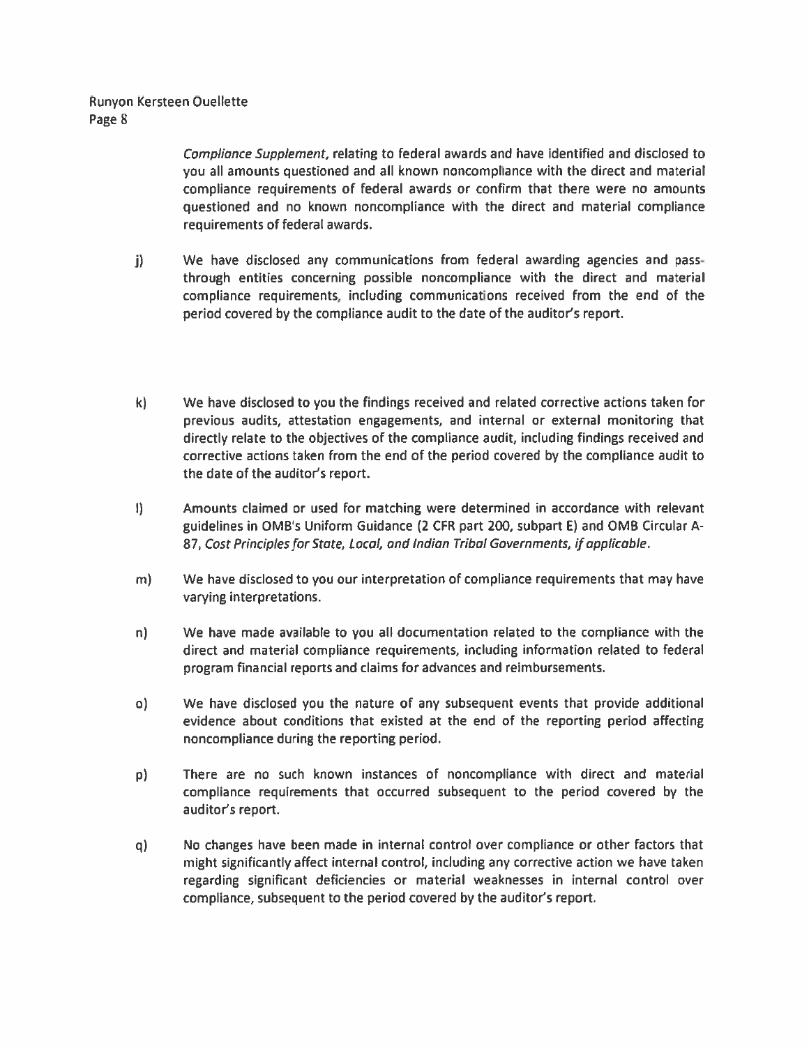*Compliance Supplement*, relating to federal awards and have identified and disclosed to you all amounts questioned and all known noncompliance with the direct and material compliance requirements of federal awards or confirm that there were no amounts questioned and no known noncompliance with the direct and material compliance requirements of federal awards.

j) We have disclosed any communications from federal awarding agencies and pass-through entities concerning possible noncompliance with the direct and material compliance requirements, including communications received from the end of the period covered by the compliance audit to the date of the auditor's report.

k) We have disclosed to you the findings received and related corrective actions taken for previous audits, attestation engagements, and internal or external monitoring that directly relate to the objectives of the compliance audit, including findings received and corrective actions taken from the end of the period covered by the compliance audit to the date of the auditor's report.

l) Amounts claimed or used for matching were determined in accordance with relevant guidelines in OMB's Uniform Guidance (2 CFR part 200, subpart E) and OMB Circular A-87, *Cost Principles for State, Local, and Indian Tribal Governments, if applicable*.

m) We have disclosed to you our interpretation of compliance requirements that may have varying interpretations.

n) We have made available to you all documentation related to the compliance with the direct and material compliance requirements, including information related to federal program financial reports and claims for advances and reimbursements.

o) We have disclosed you the nature of any subsequent events that provide additional evidence about conditions that existed at the end of the reporting period affecting noncompliance during the reporting period.

p) There are no such known instances of noncompliance with direct and material compliance requirements that occurred subsequent to the period covered by the auditor's report.

q) No changes have been made in internal control over compliance or other factors that might significantly affect internal control, including any corrective action we have taken regarding significant deficiencies or material weaknesses in internal control over compliance, subsequent to the period covered by the auditor's report.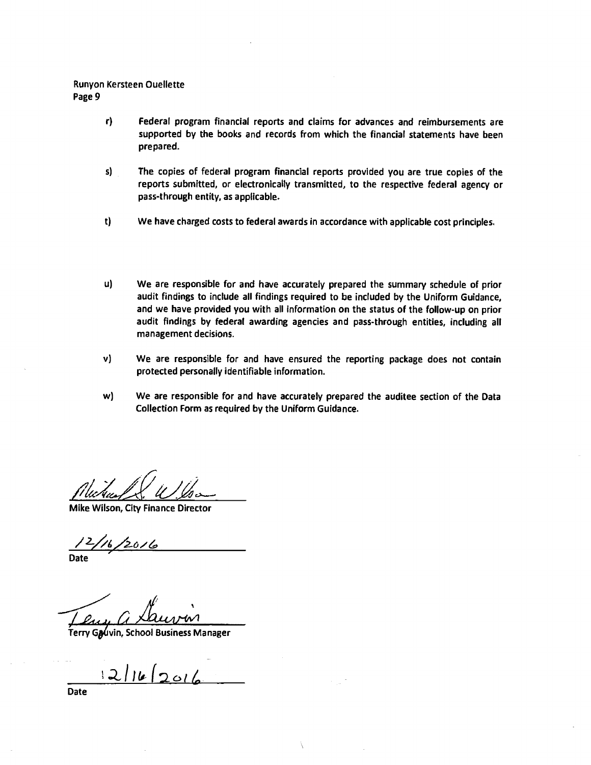Runyon Kersteen Ouellette
Page 9

r) Federal program financial reports and claims for advances and reimbursements are supported by the books and records from which the financial statements have been prepared.

s) The copies of federal program financial reports provided you are true copies of the reports submitted, or electronically transmitted, to the respective federal agency or pass-through entity, as applicable.

t) We have charged costs to federal awards in accordance with applicable cost principles.

u) We are responsible for and have accurately prepared the summary schedule of prior audit findings to include all findings required to be included by the Uniform Guidance, and we have provided you with all information on the status of the follow-up on prior audit findings by federal awarding agencies and pass-through entities, including all management decisions.

v) We are responsible for and have ensured the reporting package does not contain protected personally identifiable information.

w) We are responsible for and have accurately prepared the auditee section of the Data Collection Form as required by the Uniform Guidance.

Michael S. Wilson

Mike Wilson, City Finance Director

12/16/2016

Date

Terry A Gauvin

Terry Gauvin, School Business Manager

12/16/2016

Date